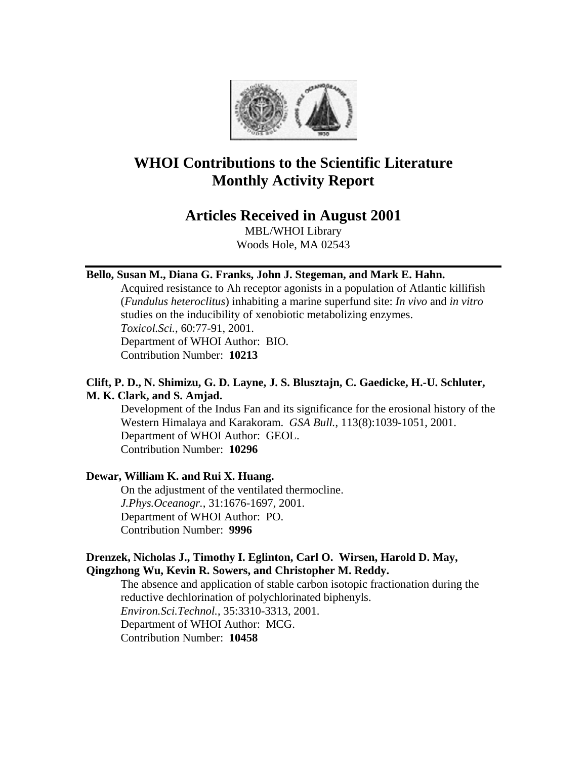# WHOI Contributions to the Scientific Literature Monthly Activity Report

## Articles Received in August 2001

MBL/WHOI Library
Woods Hole, MA 02543

---

**Bello, Susan M., Diana G. Franks, John J. Stegeman, and Mark E. Hahn.**
Acquired resistance to Ah receptor agonists in a population of Atlantic killifish (*Fundulus heteroclitus*) inhabiting a marine superfund site: *In vivo* and *in vitro* studies on the inducibility of xenobiotic metabolizing enzymes.
*Toxicol.Sci.*, 60:77-91, 2001.
Department of WHOI Author: BIO.
Contribution Number: **10213**

**Clift, P. D., N. Shimizu, G. D. Layne, J. S. Blusztajn, C. Gaedicke, H.-U. Schluter, M. K. Clark, and S. Amjad.**
Development of the Indus Fan and its significance for the erosional history of the Western Himalaya and Karakoram. *GSA Bull.*, 113(8):1039-1051, 2001.
Department of WHOI Author: GEOL.
Contribution Number: **10296**

**Dewar, William K. and Rui X. Huang.**
On the adjustment of the ventilated thermocline.
*J.Phys.Oceanogr.*, 31:1676-1697, 2001.
Department of WHOI Author: PO.
Contribution Number: **9996**

**Drenzek, Nicholas J., Timothy I. Eglinton, Carl O. Wirsen, Harold D. May, Qingzhong Wu, Kevin R. Sowers, and Christopher M. Reddy.**
The absence and application of stable carbon isotopic fractionation during the reductive dechlorination of polychlorinated biphenyls.
*Environ.Sci.Technol.*, 35:3310-3313, 2001.
Department of WHOI Author: MCG.
Contribution Number: **10458**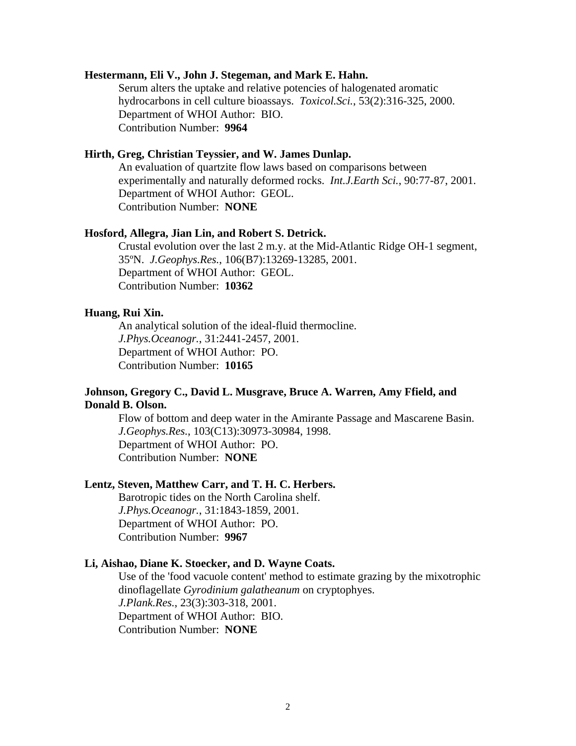**Hestermann, Eli V., John J. Stegeman, and Mark E. Hahn.**

Serum alters the uptake and relative potencies of halogenated aromatic hydrocarbons in cell culture bioassays. *Toxicol.Sci.*, 53(2):316-325, 2000.
Department of WHOI Author: BIO.
Contribution Number: **9964**

**Hirth, Greg, Christian Teyssier, and W. James Dunlap.**

An evaluation of quartzite flow laws based on comparisons between experimentally and naturally deformed rocks. *Int.J.Earth Sci.*, 90:77-87, 2001.
Department of WHOI Author: GEOL.
Contribution Number: **NONE**

**Hosford, Allegra, Jian Lin, and Robert S. Detrick.**

Crustal evolution over the last 2 m.y. at the Mid-Atlantic Ridge OH-1 segment, 35ºN. *J.Geophys.Res.*, 106(B7):13269-13285, 2001.
Department of WHOI Author: GEOL.
Contribution Number: **10362**

**Huang, Rui Xin.**

An analytical solution of the ideal-fluid thermocline.
*J.Phys.Oceanogr.*, 31:2441-2457, 2001.
Department of WHOI Author: PO.
Contribution Number: **10165**

**Johnson, Gregory C., David L. Musgrave, Bruce A. Warren, Amy Ffield, and Donald B. Olson.**

Flow of bottom and deep water in the Amirante Passage and Mascarene Basin.
*J.Geophys.Res.*, 103(C13):30973-30984, 1998.
Department of WHOI Author: PO.
Contribution Number: **NONE**

**Lentz, Steven, Matthew Carr, and T. H. C. Herbers.**

Barotropic tides on the North Carolina shelf.
*J.Phys.Oceanogr.*, 31:1843-1859, 2001.
Department of WHOI Author: PO.
Contribution Number: **9967**

**Li, Aishao, Diane K. Stoecker, and D. Wayne Coats.**

Use of the 'food vacuole content' method to estimate grazing by the mixotrophic dinoflagellate *Gyrodinium galatheanum* on cryptophyes.
*J.Plank.Res.*, 23(3):303-318, 2001.
Department of WHOI Author: BIO.
Contribution Number: **NONE**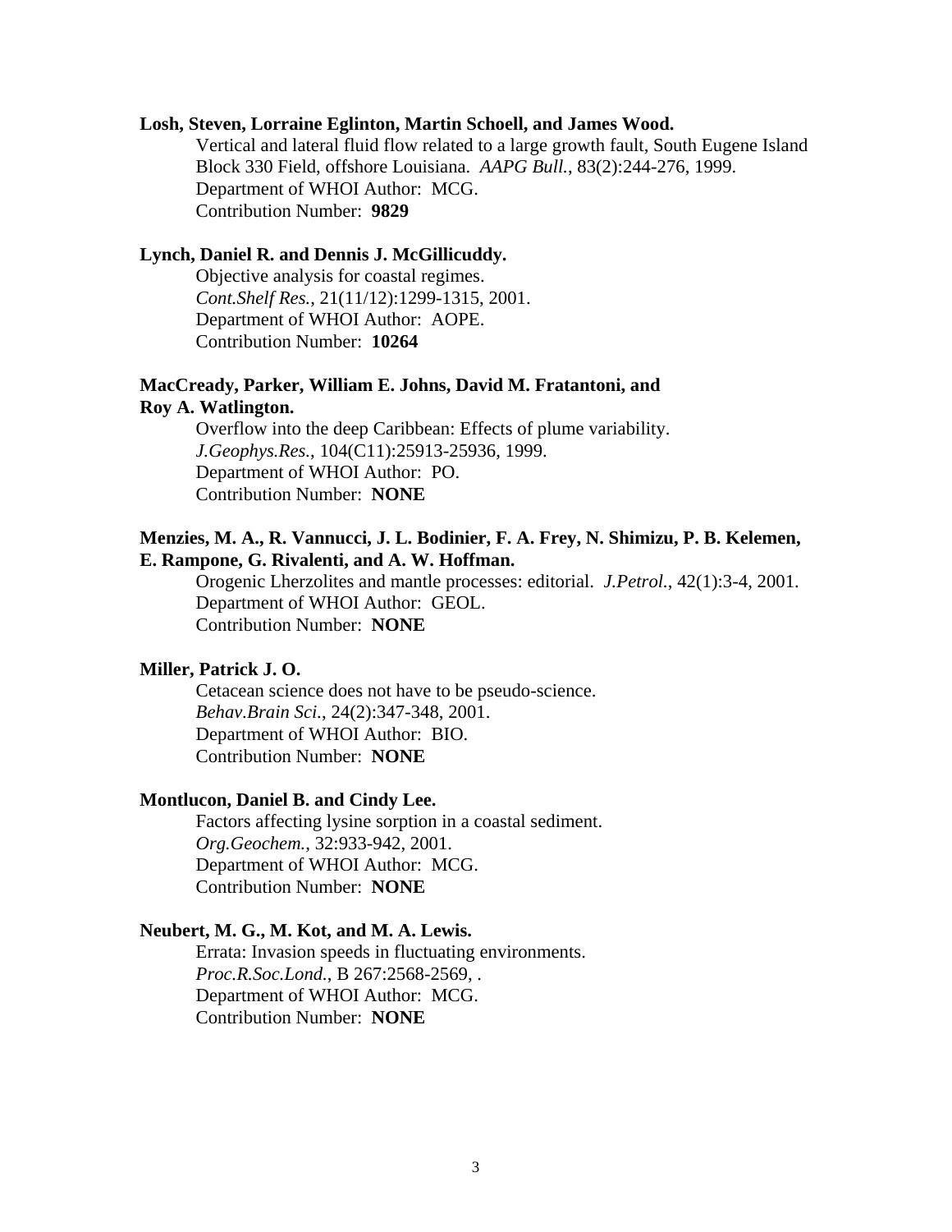**Losh, Steven, Lorraine Eglinton, Martin Schoell, and James Wood.**

Vertical and lateral fluid flow related to a large growth fault, South Eugene Island Block 330 Field, offshore Louisiana. *AAPG Bull.*, 83(2):244-276, 1999.
Department of WHOI Author: MCG.
Contribution Number: **9829**

**Lynch, Daniel R. and Dennis J. McGillicuddy.**

Objective analysis for coastal regimes.
*Cont.Shelf Res.*, 21(11/12):1299-1315, 2001.
Department of WHOI Author: AOPE.
Contribution Number: **10264**

**MacCready, Parker, William E. Johns, David M. Fratantoni, and Roy A. Watlington.**

Overflow into the deep Caribbean: Effects of plume variability.
*J.Geophys.Res.*, 104(C11):25913-25936, 1999.
Department of WHOI Author: PO.
Contribution Number: **NONE**

**Menzies, M. A., R. Vannucci, J. L. Bodinier, F. A. Frey, N. Shimizu, P. B. Kelemen, E. Rampone, G. Rivalenti, and A. W. Hoffman.**

Orogenic Lherzolites and mantle processes: editorial. *J.Petrol.*, 42(1):3-4, 2001.
Department of WHOI Author: GEOL.
Contribution Number: **NONE**

**Miller, Patrick J. O.**

Cetacean science does not have to be pseudo-science.
*Behav.Brain Sci.*, 24(2):347-348, 2001.
Department of WHOI Author: BIO.
Contribution Number: **NONE**

**Montlucon, Daniel B. and Cindy Lee.**

Factors affecting lysine sorption in a coastal sediment.
*Org.Geochem.*, 32:933-942, 2001.
Department of WHOI Author: MCG.
Contribution Number: **NONE**

**Neubert, M. G., M. Kot, and M. A. Lewis.**

Errata: Invasion speeds in fluctuating environments.
*Proc.R.Soc.Lond.*, B 267:2568-2569, .
Department of WHOI Author: MCG.
Contribution Number: **NONE**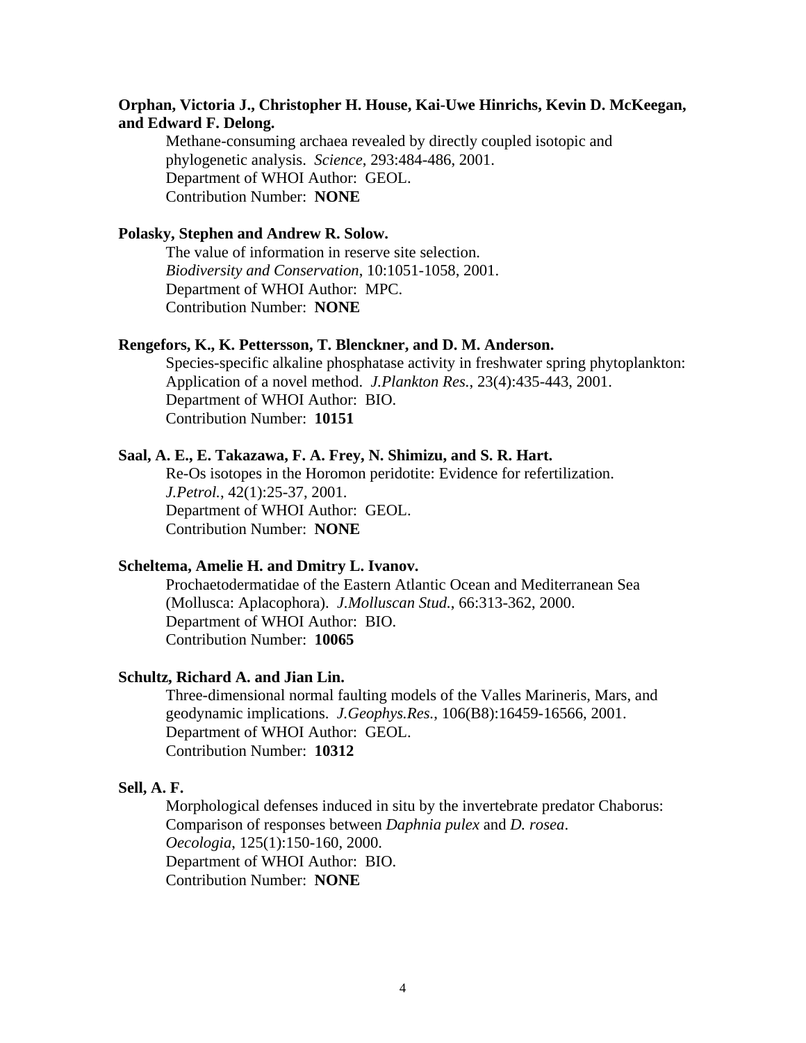**Orphan, Victoria J., Christopher H. House, Kai-Uwe Hinrichs, Kevin D. McKeegan, and Edward F. Delong.**

Methane-consuming archaea revealed by directly coupled isotopic and phylogenetic analysis. *Science*, 293:484-486, 2001.
Department of WHOI Author: GEOL.
Contribution Number: **NONE**

**Polasky, Stephen and Andrew R. Solow.**

The value of information in reserve site selection. *Biodiversity and Conservation*, 10:1051-1058, 2001.
Department of WHOI Author: MPC.
Contribution Number: **NONE**

**Rengefors, K., K. Pettersson, T. Blenckner, and D. M. Anderson.**

Species-specific alkaline phosphatase activity in freshwater spring phytoplankton: Application of a novel method. *J.Plankton Res.*, 23(4):435-443, 2001.
Department of WHOI Author: BIO.
Contribution Number: **10151**

**Saal, A. E., E. Takazawa, F. A. Frey, N. Shimizu, and S. R. Hart.**

Re-Os isotopes in the Horomon peridotite: Evidence for refertilization. *J.Petrol.*, 42(1):25-37, 2001.
Department of WHOI Author: GEOL.
Contribution Number: **NONE**

**Scheltema, Amelie H. and Dmitry L. Ivanov.**

Prochaetodermatidae of the Eastern Atlantic Ocean and Mediterranean Sea (Mollusca: Aplacophora). *J.Molluscan Stud.*, 66:313-362, 2000.
Department of WHOI Author: BIO.
Contribution Number: **10065**

**Schultz, Richard A. and Jian Lin.**

Three-dimensional normal faulting models of the Valles Marineris, Mars, and geodynamic implications. *J.Geophys.Res.*, 106(B8):16459-16566, 2001.
Department of WHOI Author: GEOL.
Contribution Number: **10312**

**Sell, A. F.**

Morphological defenses induced in situ by the invertebrate predator Chaborus: Comparison of responses between *Daphnia pulex* and *D. rosea*. *Oecologia*, 125(1):150-160, 2000.
Department of WHOI Author: BIO.
Contribution Number: **NONE**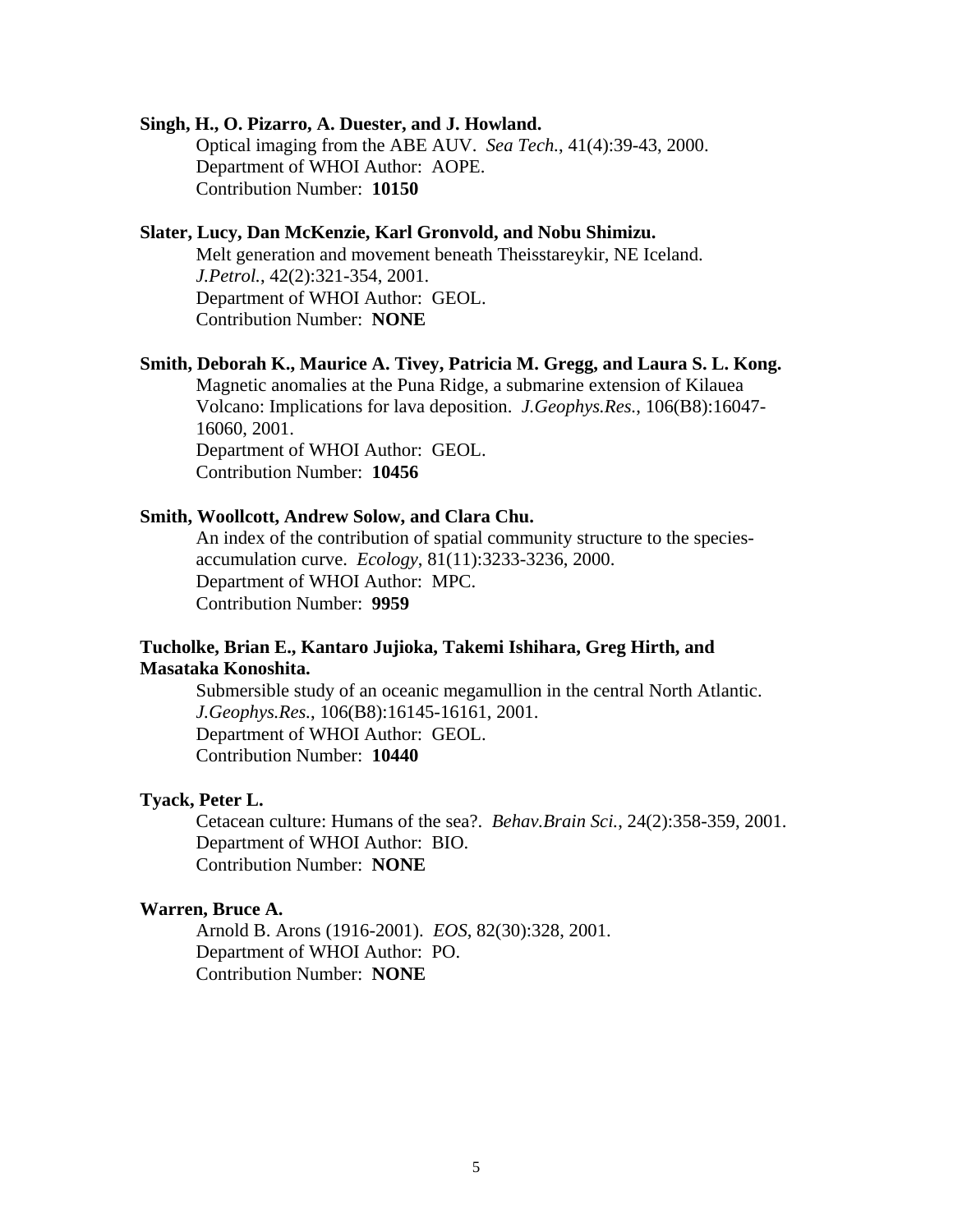**Singh, H., O. Pizarro, A. Duester, and J. Howland.**

Optical imaging from the ABE AUV. *Sea Tech.*, 41(4):39-43, 2000.
Department of WHOI Author: AOPE.
Contribution Number: **10150**

**Slater, Lucy, Dan McKenzie, Karl Gronvold, and Nobu Shimizu.**

Melt generation and movement beneath Theisstareykir, NE Iceland. *J.Petrol.*, 42(2):321-354, 2001.
Department of WHOI Author: GEOL.
Contribution Number: **NONE**

**Smith, Deborah K., Maurice A. Tivey, Patricia M. Gregg, and Laura S. L. Kong.**

Magnetic anomalies at the Puna Ridge, a submarine extension of Kilauea Volcano: Implications for lava deposition. *J.Geophys.Res.*, 106(B8):16047-16060, 2001.
Department of WHOI Author: GEOL.
Contribution Number: **10456**

**Smith, Woollcott, Andrew Solow, and Clara Chu.**

An index of the contribution of spatial community structure to the species-accumulation curve. *Ecology*, 81(11):3233-3236, 2000.
Department of WHOI Author: MPC.
Contribution Number: **9959**

**Tucholke, Brian E., Kantaro Jujioka, Takemi Ishihara, Greg Hirth, and Masataka Konoshita.**

Submersible study of an oceanic megamullion in the central North Atlantic. *J.Geophys.Res.*, 106(B8):16145-16161, 2001.
Department of WHOI Author: GEOL.
Contribution Number: **10440**

**Tyack, Peter L.**

Cetacean culture: Humans of the sea?. *Behav.Brain Sci.*, 24(2):358-359, 2001.
Department of WHOI Author: BIO.
Contribution Number: **NONE**

**Warren, Bruce A.**

Arnold B. Arons (1916-2001). *EOS*, 82(30):328, 2001.
Department of WHOI Author: PO.
Contribution Number: **NONE**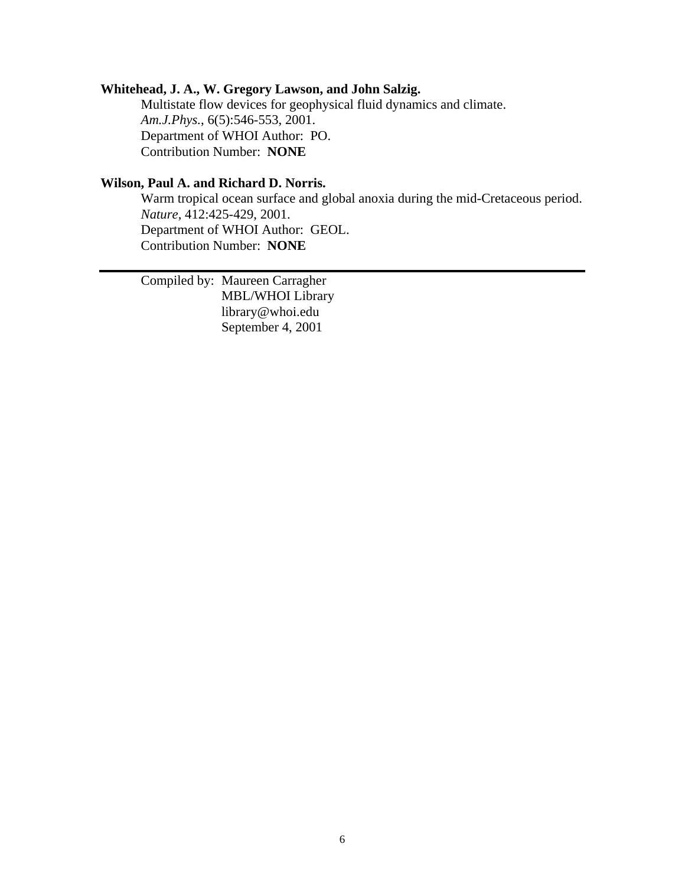**Whitehead, J. A., W. Gregory Lawson, and John Salzig.**

Multistate flow devices for geophysical fluid dynamics and climate.
*Am.J.Phys.*, 6(5):546-553, 2001.
Department of WHOI Author: PO.
Contribution Number: **NONE**

**Wilson, Paul A. and Richard D. Norris.**

Warm tropical ocean surface and global anoxia during the mid-Cretaceous period.
*Nature*, 412:425-429, 2001.
Department of WHOI Author: GEOL.
Contribution Number: **NONE**

---

Compiled by: Maureen Carragher
MBL/WHOI Library
library@whoi.edu
September 4, 2001